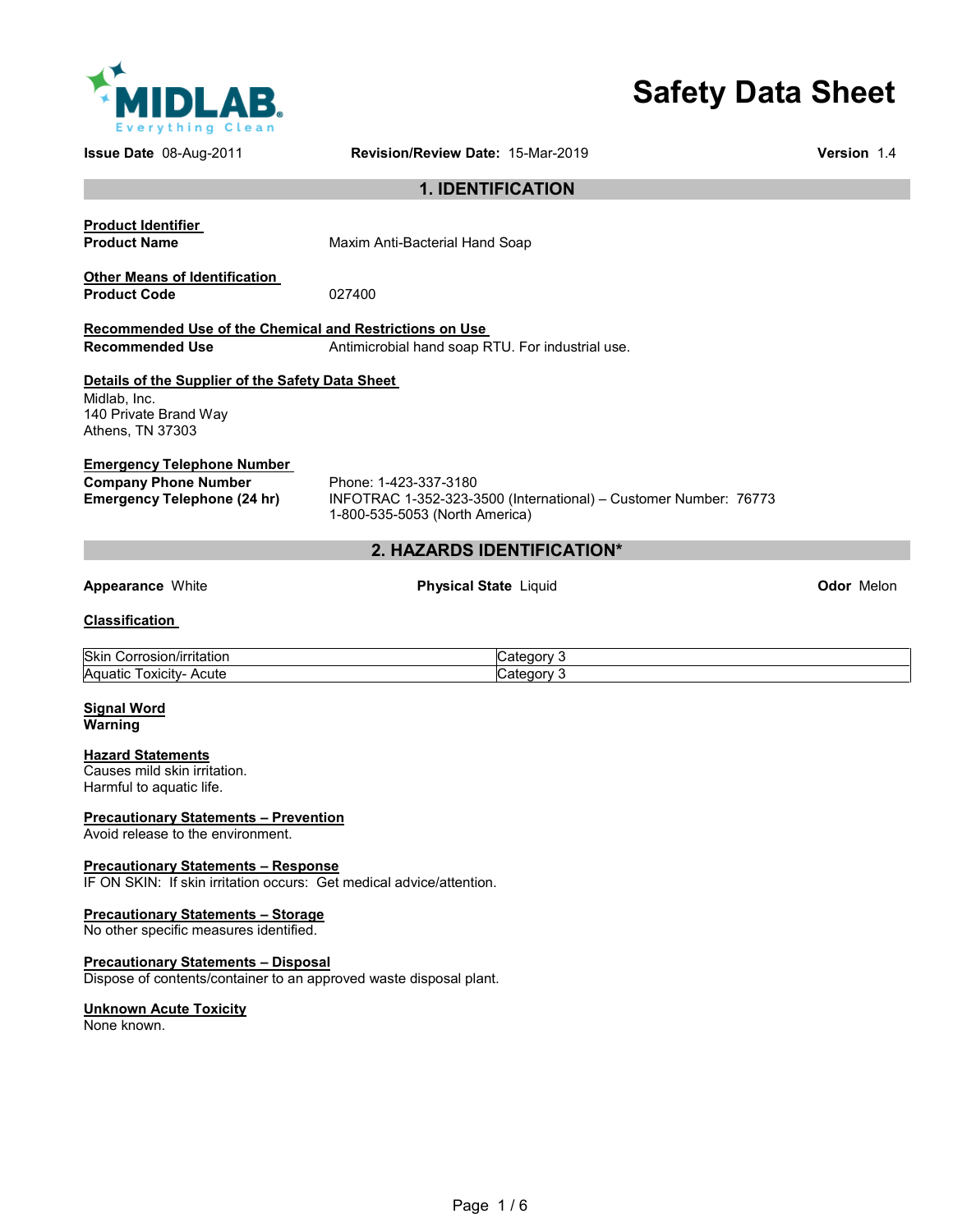# Safety Data Sheet

**Issue Date** 08-Aug-2011 **Revision/Review Date:** 15-Mar-2019 **Version** 1.4

## 1. IDENTIFICATION

**Product Identifier**

**Product Name** Maxim Anti-Bacterial Hand Soap

**Other Means of Identification**

**Product Code** 027400

**Recommended Use of the Chemical and Restrictions on Use**

**Recommended Use** Antimicrobial hand soap RTU. For industrial use.

**Details of the Supplier of the Safety Data Sheet**

Midlab, Inc.
140 Private Brand Way
Athens, TN 37303

**Emergency Telephone Number**

**Company Phone Number** Phone: 1-423-337-3180

**Emergency Telephone (24 hr)** INFOTRAC 1-352-323-3500 (International) – Customer Number: 76773
1-800-535-5053 (North America)

## 2. HAZARDS IDENTIFICATION*

**Appearance** White **Physical State** Liquid **Odor** Melon

**Classification**

| | |
|---|---|
| Skin Corrosion/irritation | Category 3 |
| Aquatic Toxicity- Acute | Category 3 |

**Signal Word**
**Warning**

**Hazard Statements**
Causes mild skin irritation.
Harmful to aquatic life.

**Precautionary Statements – Prevention**
Avoid release to the environment.

**Precautionary Statements – Response**
IF ON SKIN: If skin irritation occurs: Get medical advice/attention.

**Precautionary Statements – Storage**
No other specific measures identified.

**Precautionary Statements – Disposal**
Dispose of contents/container to an approved waste disposal plant.

**Unknown Acute Toxicity**
None known.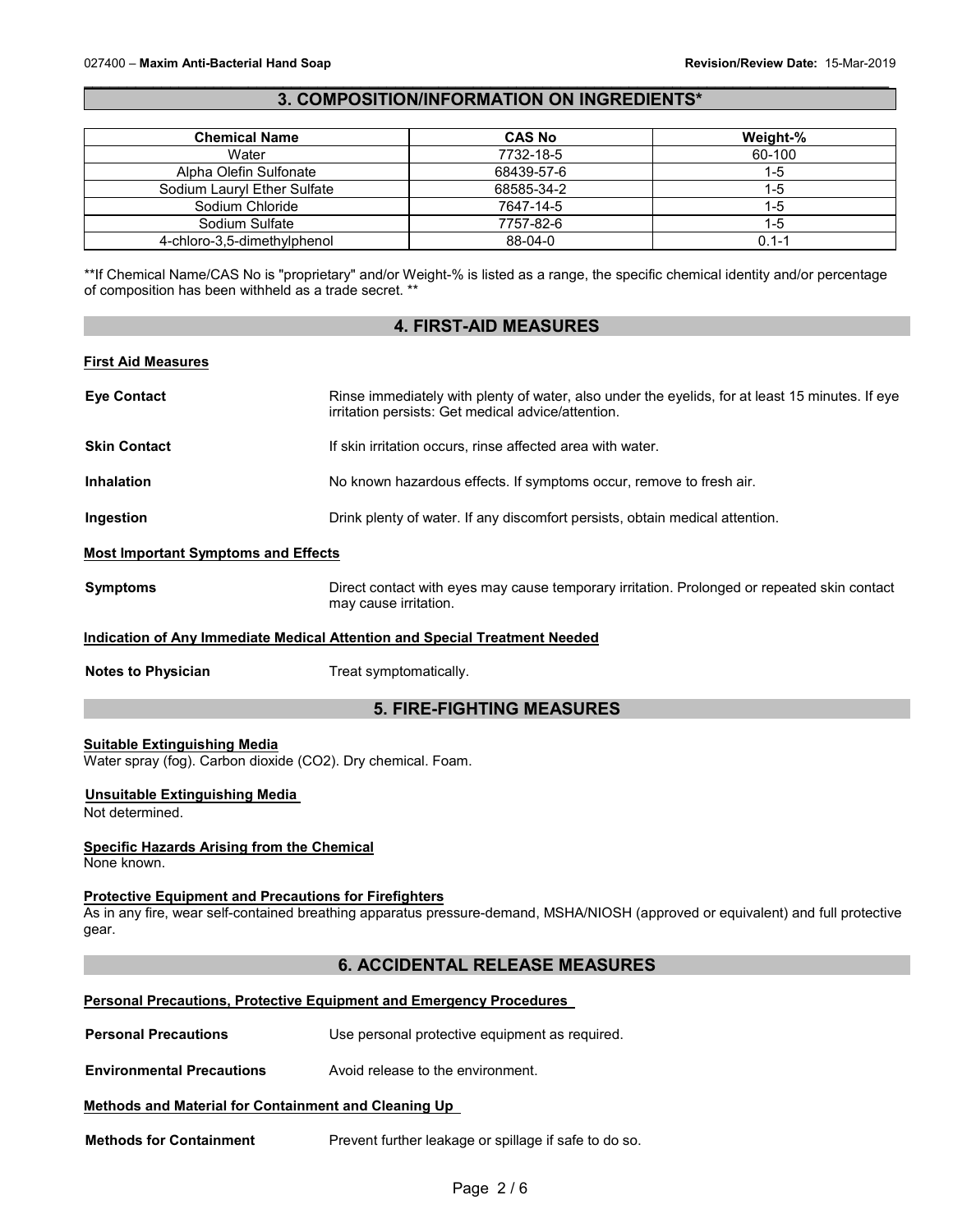## 3. COMPOSITION/INFORMATION ON INGREDIENTS*

| Chemical Name | CAS No | Weight-% |
|---|---|---|
| Water | 7732-18-5 | 60-100 |
| Alpha Olefin Sulfonate | 68439-57-6 | 1-5 |
| Sodium Lauryl Ether Sulfate | 68585-34-2 | 1-5 |
| Sodium Chloride | 7647-14-5 | 1-5 |
| Sodium Sulfate | 7757-82-6 | 1-5 |
| 4-chloro-3,5-dimethylphenol | 88-04-0 | 0.1-1 |

**If Chemical Name/CAS No is "proprietary" and/or Weight-% is listed as a range, the specific chemical identity and/or percentage of composition has been withheld as a trade secret. **

## 4. FIRST-AID MEASURES

### First Aid Measures

**Eye Contact**: Rinse immediately with plenty of water, also under the eyelids, for at least 15 minutes. If eye irritation persists: Get medical advice/attention.

**Skin Contact**: If skin irritation occurs, rinse affected area with water.

**Inhalation**: No known hazardous effects. If symptoms occur, remove to fresh air.

**Ingestion**: Drink plenty of water. If any discomfort persists, obtain medical attention.

### Most Important Symptoms and Effects

**Symptoms**: Direct contact with eyes may cause temporary irritation. Prolonged or repeated skin contact may cause irritation.

### Indication of Any Immediate Medical Attention and Special Treatment Needed

**Notes to Physician**: Treat symptomatically.

## 5. FIRE-FIGHTING MEASURES

### Suitable Extinguishing Media

Water spray (fog). Carbon dioxide ($CO_2$). Dry chemical. Foam.

### Unsuitable Extinguishing Media

Not determined.

### Specific Hazards Arising from the Chemical

None known.

### Protective Equipment and Precautions for Firefighters

As in any fire, wear self-contained breathing apparatus pressure-demand, MSHA/NIOSH (approved or equivalent) and full protective gear.

## 6. ACCIDENTAL RELEASE MEASURES

### Personal Precautions, Protective Equipment and Emergency Procedures

**Personal Precautions**: Use personal protective equipment as required.

**Environmental Precautions**: Avoid release to the environment.

### Methods and Material for Containment and Cleaning Up

**Methods for Containment**: Prevent further leakage or spillage if safe to do so.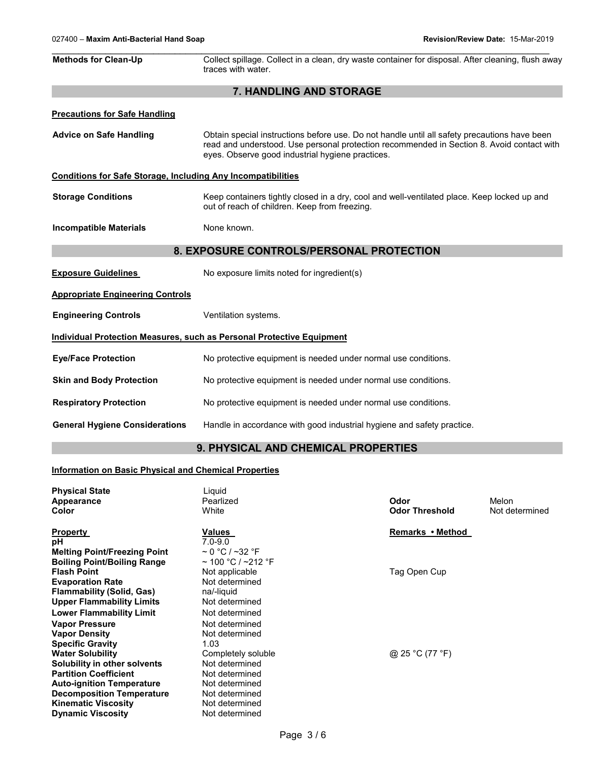| | |
|---|---|
| **Methods for Clean-Up** | Collect spillage. Collect in a clean, dry waste container for disposal. After cleaning, flush away traces with water. |

## 7. HANDLING AND STORAGE

**Precautions for Safe Handling**

| | |
|---|---|
| **Advice on Safe Handling** | Obtain special instructions before use. Do not handle until all safety precautions have been read and understood. Use personal protection recommended in Section 8. Avoid contact with eyes. Observe good industrial hygiene practices. |

**Conditions for Safe Storage, Including Any Incompatibilities**

| | |
|---|---|
| **Storage Conditions** | Keep containers tightly closed in a dry, cool and well-ventilated place. Keep locked up and out of reach of children. Keep from freezing. |
| **Incompatible Materials** | None known. |

## 8. EXPOSURE CONTROLS/PERSONAL PROTECTION

| | |
|---|---|
| **Exposure Guidelines** | No exposure limits noted for ingredient(s) |

**Appropriate Engineering Controls**

| | |
|---|---|
| **Engineering Controls** | Ventilation systems. |

**Individual Protection Measures, such as Personal Protective Equipment**

| | |
|---|---|
| **Eye/Face Protection** | No protective equipment is needed under normal use conditions. |
| **Skin and Body Protection** | No protective equipment is needed under normal use conditions. |
| **Respiratory Protection** | No protective equipment is needed under normal use conditions. |
| **General Hygiene Considerations** | Handle in accordance with good industrial hygiene and safety practice. |

## 9. PHYSICAL AND CHEMICAL PROPERTIES

**Information on Basic Physical and Chemical Properties**

| | | | |
|---|---|---|---|
| **Physical State** | Liquid | | |
| **Appearance** | Pearlized | **Odor** | Melon |
| **Color** | White | **Odor Threshold** | Not determined |

| **Property** | **Values** | **Remarks • Method** |
|---|---|---|
| **pH** | 7.0-9.0 | |
| **Melting Point/Freezing Point** | ~ 0 °C / ~32 °F | |
| **Boiling Point/Boiling Range** | ~ 100 °C / ~212 °F | |
| **Flash Point** | Not applicable | Tag Open Cup |
| **Evaporation Rate** | Not determined | |
| **Flammability (Solid, Gas)** | na/-liquid | |
| **Upper Flammability Limits** | Not determined | |
| **Lower Flammability Limit** | Not determined | |
| **Vapor Pressure** | Not determined | |
| **Vapor Density** | Not determined | |
| **Specific Gravity** | 1.03 | |
| **Water Solubility** | Completely soluble | @ 25 °C (77 °F) |
| **Solubility in other solvents** | Not determined | |
| **Partition Coefficient** | Not determined | |
| **Auto-ignition Temperature** | Not determined | |
| **Decomposition Temperature** | Not determined | |
| **Kinematic Viscosity** | Not determined | |
| **Dynamic Viscosity** | Not determined | |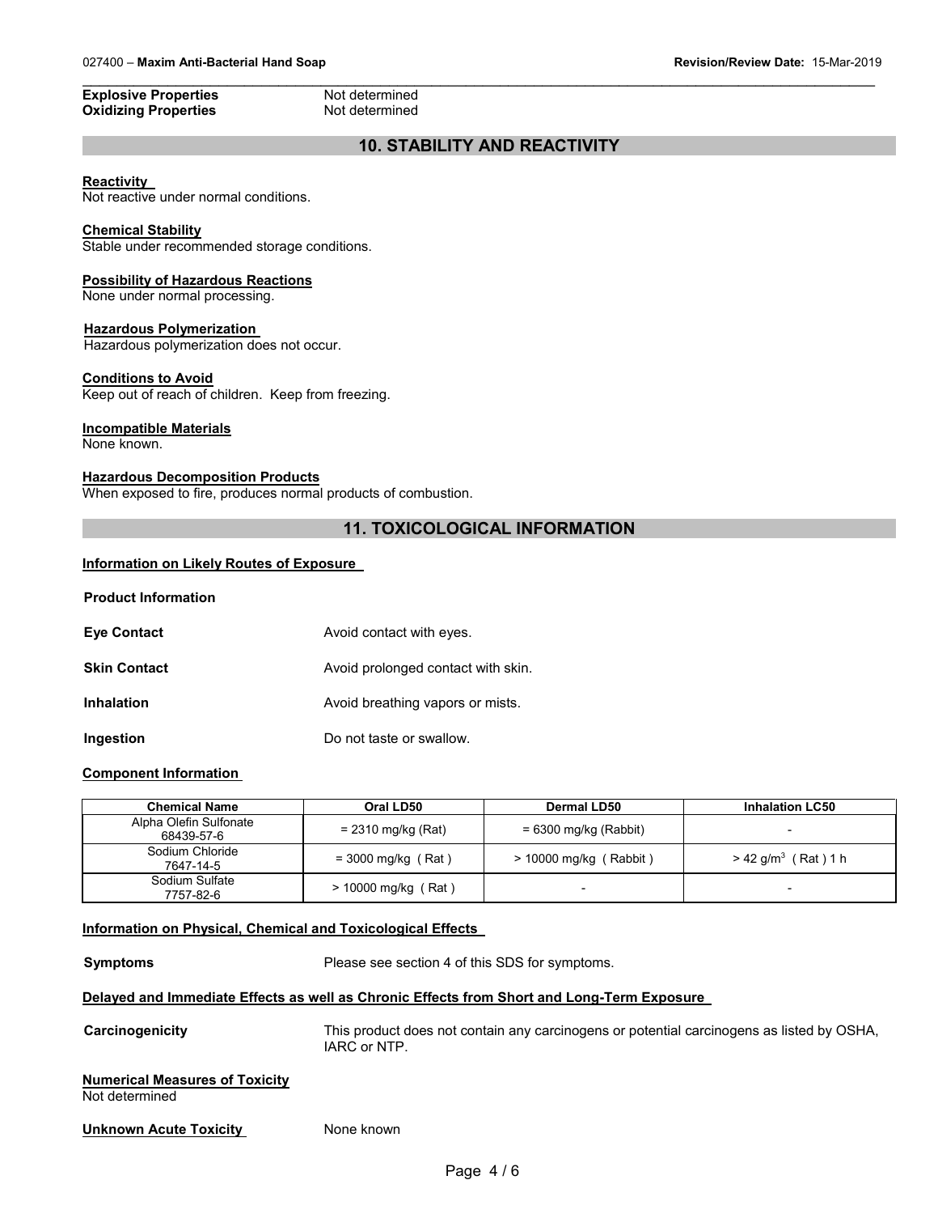**Explosive Properties** Not determined
**Oxidizing Properties** Not determined

## 10. STABILITY AND REACTIVITY

**Reactivity**
Not reactive under normal conditions.

**Chemical Stability**
Stable under recommended storage conditions.

**Possibility of Hazardous Reactions**
None under normal processing.

**Hazardous Polymerization**
Hazardous polymerization does not occur.

**Conditions to Avoid**
Keep out of reach of children. Keep from freezing.

**Incompatible Materials**
None known.

**Hazardous Decomposition Products**
When exposed to fire, produces normal products of combustion.

## 11. TOXICOLOGICAL INFORMATION

**Information on Likely Routes of Exposure**

**Product Information**

**Eye Contact** Avoid contact with eyes.

**Skin Contact** Avoid prolonged contact with skin.

**Inhalation** Avoid breathing vapors or mists.

**Ingestion** Do not taste or swallow.

**Component Information**

| Chemical Name | Oral LD50 | Dermal LD50 | Inhalation LC50 |
|---|---|---|---|
| Alpha Olefin Sulfonate 68439-57-6 | = 2310 mg/kg (Rat) | = 6300 mg/kg (Rabbit) | - |
| Sodium Chloride 7647-14-5 | = 3000 mg/kg ( Rat ) | > 10000 mg/kg ( Rabbit ) | > 42 g/m$^3$ ( Rat ) 1 h |
| Sodium Sulfate 7757-82-6 | > 10000 mg/kg ( Rat ) | - | - |

**Information on Physical, Chemical and Toxicological Effects**

**Symptoms** Please see section 4 of this SDS for symptoms.

**Delayed and Immediate Effects as well as Chronic Effects from Short and Long-Term Exposure**

**Carcinogenicity** This product does not contain any carcinogens or potential carcinogens as listed by OSHA, IARC or NTP.

**Numerical Measures of Toxicity**
Not determined

**Unknown Acute Toxicity** None known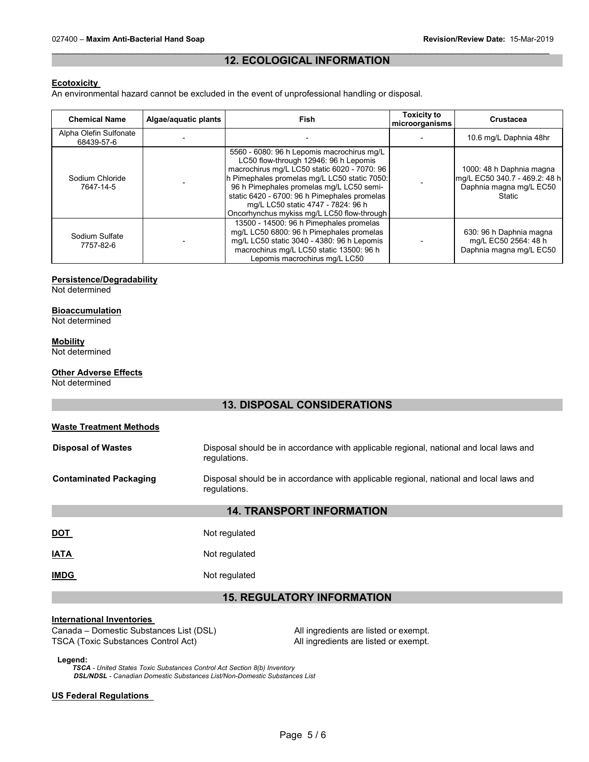## 12. ECOLOGICAL INFORMATION

**Ecotoxicity**

An environmental hazard cannot be excluded in the event of unprofessional handling or disposal.

| Chemical Name | Algae/aquatic plants | Fish | Toxicity to microorganisms | Crustacea |
|---|---|---|---|---|
| Alpha Olefin Sulfonate 68439-57-6 | - | - | - | 10.6 mg/L Daphnia 48hr |
| Sodium Chloride 7647-14-5 | - | 5560 - 6080: 96 h Lepomis macrochirus mg/L LC50 flow-through 12946: 96 h Lepomis macrochirus mg/L LC50 static 6020 - 7070: 96 h Pimephales promelas mg/L LC50 static 7050: 96 h Pimephales promelas mg/L LC50 semi-static 6420 - 6700: 96 h Pimephales promelas mg/L LC50 static 4747 - 7824: 96 h Oncorhynchus mykiss mg/L LC50 flow-through | - | 1000: 48 h Daphnia magna mg/L EC50 340.7 - 469.2: 48 h Daphnia magna mg/L EC50 Static |
| Sodium Sulfate 7757-82-6 | - | 13500 - 14500: 96 h Pimephales promelas mg/L LC50 6800: 96 h Pimephales promelas mg/L LC50 static 3040 - 4380: 96 h Lepomis macrochirus mg/L LC50 static 13500: 96 h Lepomis macrochirus mg/L LC50 | - | 630: 96 h Daphnia magna mg/L EC50 2564: 48 h Daphnia magna mg/L EC50 |

**Persistence/Degradability**

Not determined

**Bioaccumulation**

Not determined

**Mobility**

Not determined

**Other Adverse Effects**

Not determined

## 13. DISPOSAL CONSIDERATIONS

**Waste Treatment Methods**

**Disposal of Wastes** Disposal should be in accordance with applicable regional, national and local laws and regulations.

**Contaminated Packaging** Disposal should be in accordance with applicable regional, national and local laws and regulations.

## 14. TRANSPORT INFORMATION

**DOT** Not regulated

**IATA** Not regulated

**IMDG** Not regulated

## 15. REGULATORY INFORMATION

**International Inventories**

Canada – Domestic Substances List (DSL) All ingredients are listed or exempt.
TSCA (Toxic Substances Control Act) All ingredients are listed or exempt.

**Legend:**
***TSCA*** *- United States Toxic Substances Control Act Section 8(b) Inventory*
***DSL/NDSL*** *- Canadian Domestic Substances List/Non-Domestic Substances List*

**US Federal Regulations**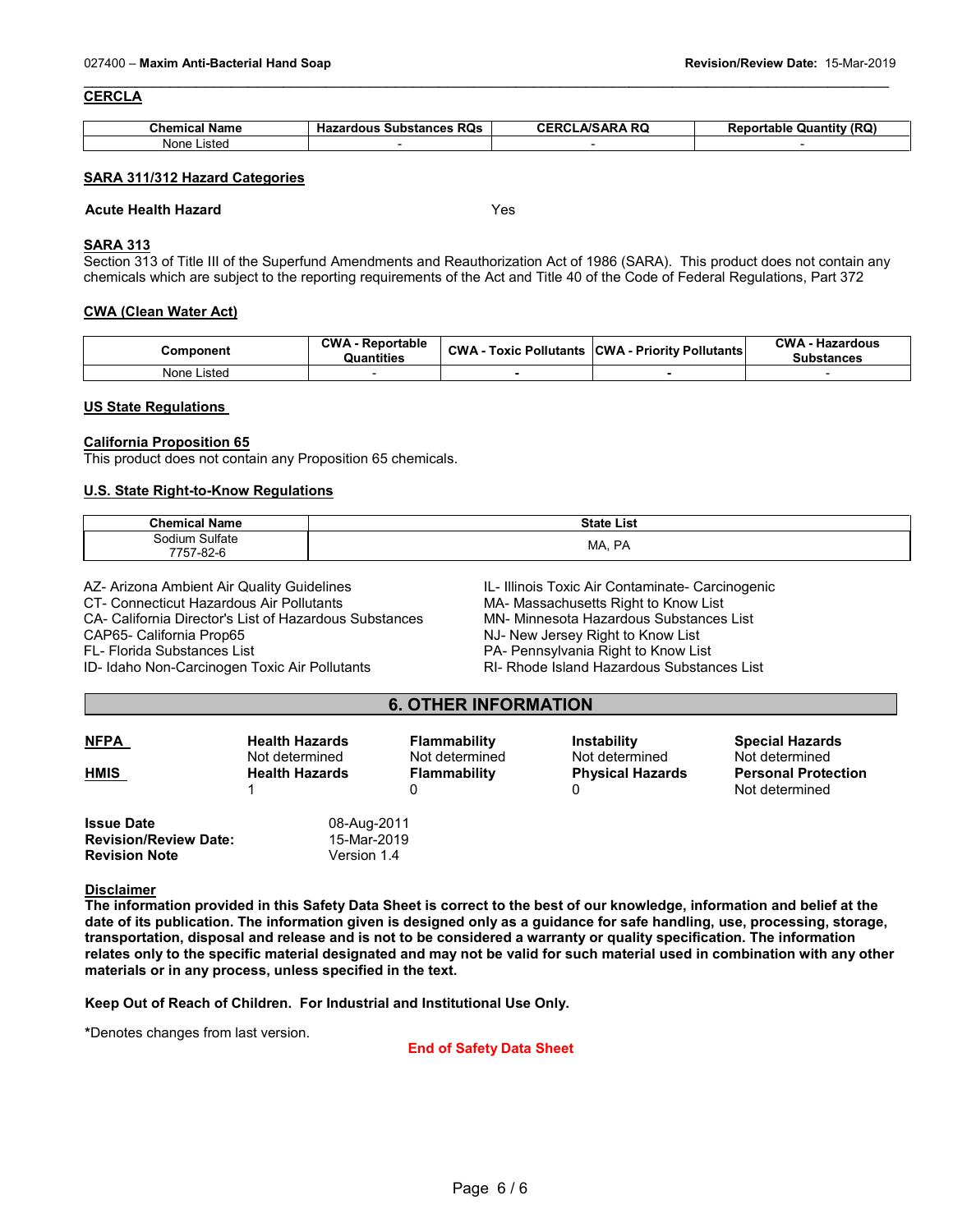### CERCLA

| Chemical Name | Hazardous Substances RQs | CERCLA/SARA RQ | Reportable Quantity (RQ) |
|---|---|---|---|
| None Listed | - | - | - |

### SARA 311/312 Hazard Categories

**Acute Health Hazard** Yes

### SARA 313

Section 313 of Title III of the Superfund Amendments and Reauthorization Act of 1986 (SARA). This product does not contain any chemicals which are subject to the reporting requirements of the Act and Title 40 of the Code of Federal Regulations, Part 372

### CWA (Clean Water Act)

| Component | CWA - Reportable Quantities | CWA - Toxic Pollutants | CWA - Priority Pollutants | CWA - Hazardous Substances |
|---|---|---|---|---|
| None Listed | - | - | - | - |

### US State Regulations

### California Proposition 65

This product does not contain any Proposition 65 chemicals.

### U.S. State Right-to-Know Regulations

| Chemical Name | State List |
|---|---|
| Sodium Sulfate 7757-82-6 | MA, PA |

AZ- Arizona Ambient Air Quality Guidelines
CT- Connecticut Hazardous Air Pollutants
CA- California Director's List of Hazardous Substances
CAP65- California Prop65
FL- Florida Substances List
ID- Idaho Non-Carcinogen Toxic Air Pollutants
IL- Illinois Toxic Air Contaminate- Carcinogenic
MA- Massachusetts Right to Know List
MN- Minnesota Hazardous Substances List
NJ- New Jersey Right to Know List
PA- Pennsylvania Right to Know List
RI- Rhode Island Hazardous Substances List

## 6. OTHER INFORMATION

| | | | | |
|---|---|---|---|---|
| **NFPA** | **Health Hazards** Not determined | **Flammability** Not determined | **Instability** Not determined | **Special Hazards** Not determined |
| **HMIS** | **Health Hazards** 1 | **Flammability** 0 | **Physical Hazards** 0 | **Personal Protection** Not determined |

**Issue Date** 08-Aug-2011
**Revision/Review Date:** 15-Mar-2019
**Revision Note** Version 1.4

### Disclaimer

**The information provided in this Safety Data Sheet is correct to the best of our knowledge, information and belief at the date of its publication. The information given is designed only as a guidance for safe handling, use, processing, storage, transportation, disposal and release and is not to be considered a warranty or quality specification. The information relates only to the specific material designated and may not be valid for such material used in combination with any other materials or in any process, unless specified in the text.**

**Keep Out of Reach of Children. For Industrial and Institutional Use Only.**

***Denotes changes from last version.**

**End of Safety Data Sheet**